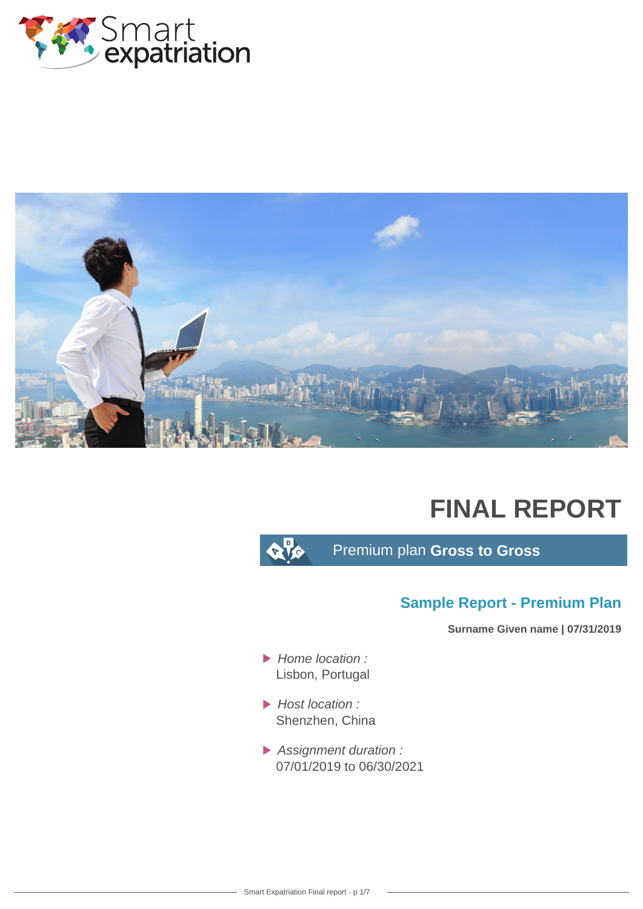Smart expatriation

# FINAL REPORT

Premium plan **Gross to Gross**

## Sample Report - Premium Plan

**Surname Given name | 07/31/2019**

- *Home location :*
  Lisbon, Portugal
- *Host location :*
  Shenzhen, China
- *Assignment duration :*
  07/01/2019 to 06/30/2021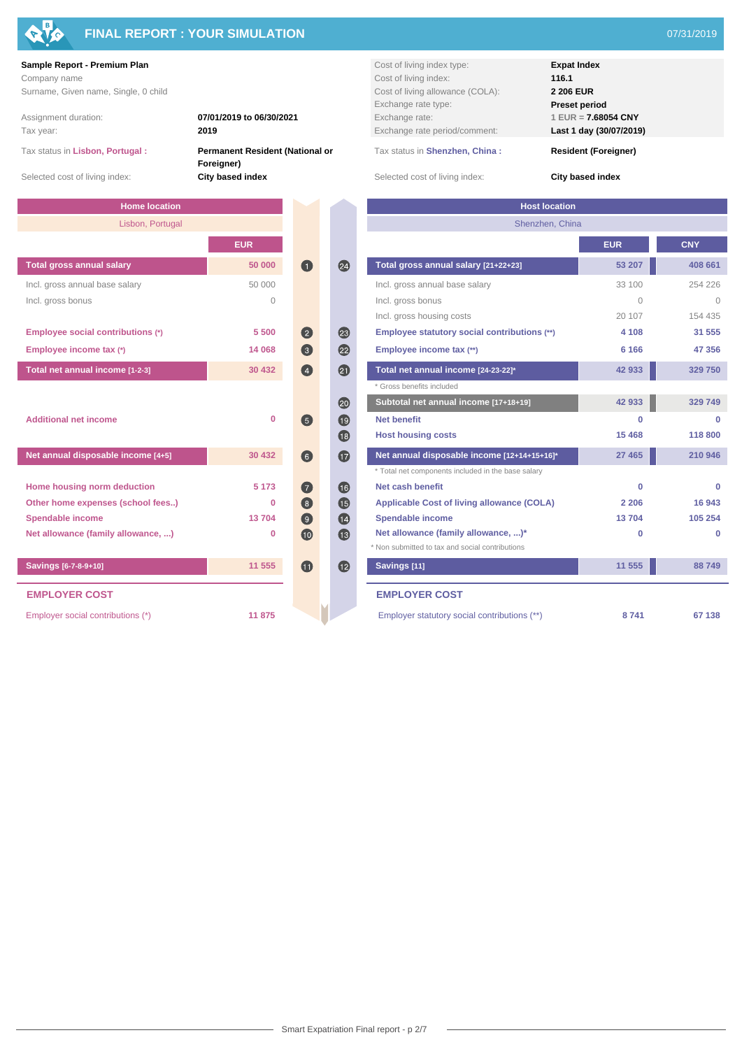# FINAL REPORT : YOUR SIMULATION

07/31/2019

**Sample Report - Premium Plan**
Company name
Surname, Given name, Single, 0 child

| | |
|---|---|
| Assignment duration: | **07/01/2019 to 06/30/2021** |
| Tax year: | **2019** |
| Tax status in **Lisbon, Portugal :** | **Permanent Resident (National or Foreigner)** |
| Selected cost of living index: | **City based index** |

| | |
|---|---|
| Cost of living index type: | **Expat Index** |
| Cost of living index: | **116.1** |
| Cost of living allowance (COLA): | **2 206 EUR** |
| Exchange rate type: | **Preset period** |
| Exchange rate: | 1 EUR = **7.68054 CNY** |
| Exchange rate period/comment: | **Last 1 day (30/07/2019)** |
| Tax status in **Shenzhen, China :** | **Resident (Foreigner)** |
| Selected cost of living index: | **City based index** |

## Home location — Lisbon, Portugal

| | # | EUR |
|---|---|---|
| **Total gross annual salary** | 1 | **50 000** |
| Incl. gross annual base salary | | 50 000 |
| Incl. gross bonus | | 0 |
| **Employee social contributions (*)** | 2 | **5 500** |
| **Employee income tax (*)** | 3 | **14 068** |
| **Total net annual income [1-2-3]** | 4 | **30 432** |
| **Additional net income** | 5 | **0** |
| **Net annual disposable income [4+5]** | 6 | **30 432** |
| **Home housing norm deduction** | 7 | **5 173** |
| **Other home expenses (school fees..)** | 8 | **0** |
| **Spendable income** | 9 | **13 704** |
| **Net allowance (family allowance, ...)** | 10 | **0** |
| **Savings [6-7-8-9+10]** | 11 | **11 555** |

### EMPLOYER COST

| | EUR |
|---|---|
| Employer social contributions (*) | **11 875** |

## Host location — Shenzhen, China

| | # | EUR | CNY |
|---|---|---|---|
| **Total gross annual salary [21+22+23]** | 24 | **53 207** | **408 661** |
| Incl. gross annual base salary | | 33 100 | 254 226 |
| Incl. gross bonus | | 0 | 0 |
| Incl. gross housing costs | | 20 107 | 154 435 |
| **Employee statutory social contributions (**)** | 23 | **4 108** | **31 555** |
| **Employee income tax (**)** | 22 | **6 166** | **47 356** |
| **Total net annual income [24-23-22]*** | 21 | **42 933** | **329 750** |
| * Gross benefits included | | | |
| **Subtotal net annual income [17+18+19]** | 20 | **42 933** | **329 749** |
| **Net benefit** | 19 | **0** | **0** |
| **Host housing costs** | 18 | **15 468** | **118 800** |
| **Net annual disposable income [12+14+15+16]*** | 17 | **27 465** | **210 946** |
| * Total net components included in the base salary | | | |
| **Net cash benefit** | 16 | **0** | **0** |
| **Applicable Cost of living allowance (COLA)** | 15 | **2 206** | **16 943** |
| **Spendable income** | 14 | **13 704** | **105 254** |
| **Net allowance (family allowance, ...)*** | 13 | **0** | **0** |
| * Non submitted to tax and social contributions | | | |
| **Savings [11]** | 12 | **11 555** | **88 749** |

### EMPLOYER COST

| | EUR | CNY |
|---|---|---|
| Employer statutory social contributions (**) | **8 741** | **67 138** |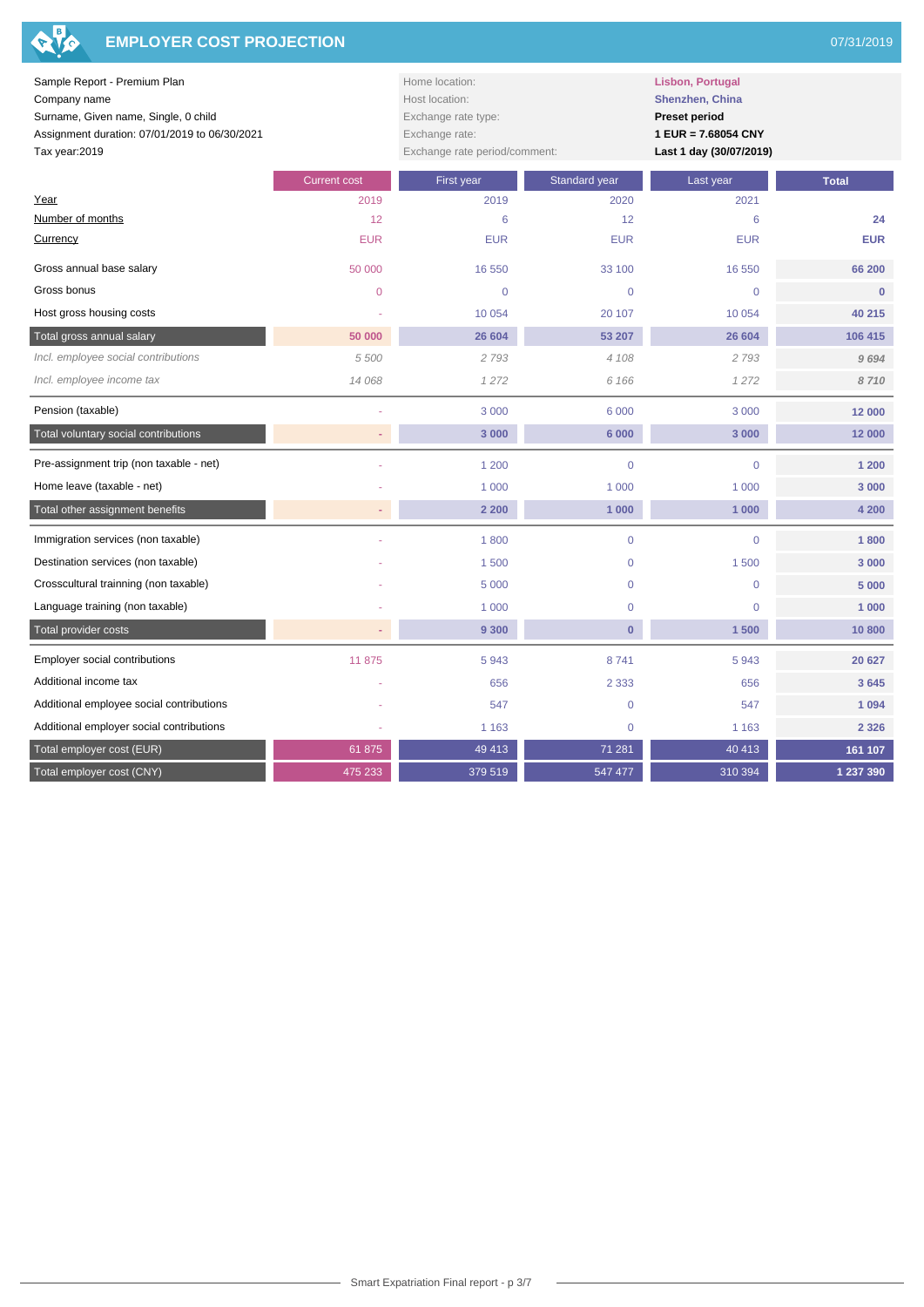# EMPLOYER COST PROJECTION

07/31/2019

Sample Report - Premium Plan
Company name
Surname, Given name, Single, 0 child
Assignment duration: 07/01/2019 to 06/30/2021
Tax year:2019

| | |
|---|---|
| Home location: | **Lisbon, Portugal** |
| Host location: | **Shenzhen, China** |
| Exchange rate type: | **Preset period** |
| Exchange rate: | **1 EUR = 7.68054 CNY** |
| Exchange rate period/comment: | **Last 1 day (30/07/2019)** |

| | Current cost | First year | Standard year | Last year | **Total** |
|---|---|---|---|---|---|
| Year | 2019 | 2019 | 2020 | 2021 | |
| Number of months | 12 | 6 | 12 | 6 | **24** |
| Currency | EUR | EUR | EUR | EUR | **EUR** |
| Gross annual base salary | 50 000 | 16 550 | 33 100 | 16 550 | **66 200** |
| Gross bonus | 0 | 0 | 0 | 0 | **0** |
| Host gross housing costs | - | 10 054 | 20 107 | 10 054 | **40 215** |
| Total gross annual salary | **50 000** | **26 604** | **53 207** | **26 604** | **106 415** |
| *Incl. employee social contributions* | *5 500* | *2 793* | *4 108* | *2 793* | ***9 694*** |
| *Incl. employee income tax* | *14 068* | *1 272* | *6 166* | *1 272* | ***8 710*** |
| Pension (taxable) | - | 3 000 | 6 000 | 3 000 | **12 000** |
| Total voluntary social contributions | - | **3 000** | **6 000** | **3 000** | **12 000** |
| Pre-assignment trip (non taxable - net) | - | 1 200 | 0 | 0 | **1 200** |
| Home leave (taxable - net) | - | 1 000 | 1 000 | 1 000 | **3 000** |
| Total other assignment benefits | - | **2 200** | **1 000** | **1 000** | **4 200** |
| Immigration services (non taxable) | - | 1 800 | 0 | 0 | **1 800** |
| Destination services (non taxable) | - | 1 500 | 0 | 1 500 | **3 000** |
| Crosscultural trainning (non taxable) | - | 5 000 | 0 | 0 | **5 000** |
| Language training (non taxable) | - | 1 000 | 0 | 0 | **1 000** |
| Total provider costs | - | **9 300** | **0** | **1 500** | **10 800** |
| Employer social contributions | 11 875 | 5 943 | 8 741 | 5 943 | **20 627** |
| Additional income tax | - | 656 | 2 333 | 656 | **3 645** |
| Additional employee social contributions | - | 547 | 0 | 547 | **1 094** |
| Additional employer social contributions | - | 1 163 | 0 | 1 163 | **2 326** |
| Total employer cost (EUR) | 61 875 | 49 413 | 71 281 | 40 413 | **161 107** |
| Total employer cost (CNY) | 475 233 | 379 519 | 547 477 | 310 394 | **1 237 390** |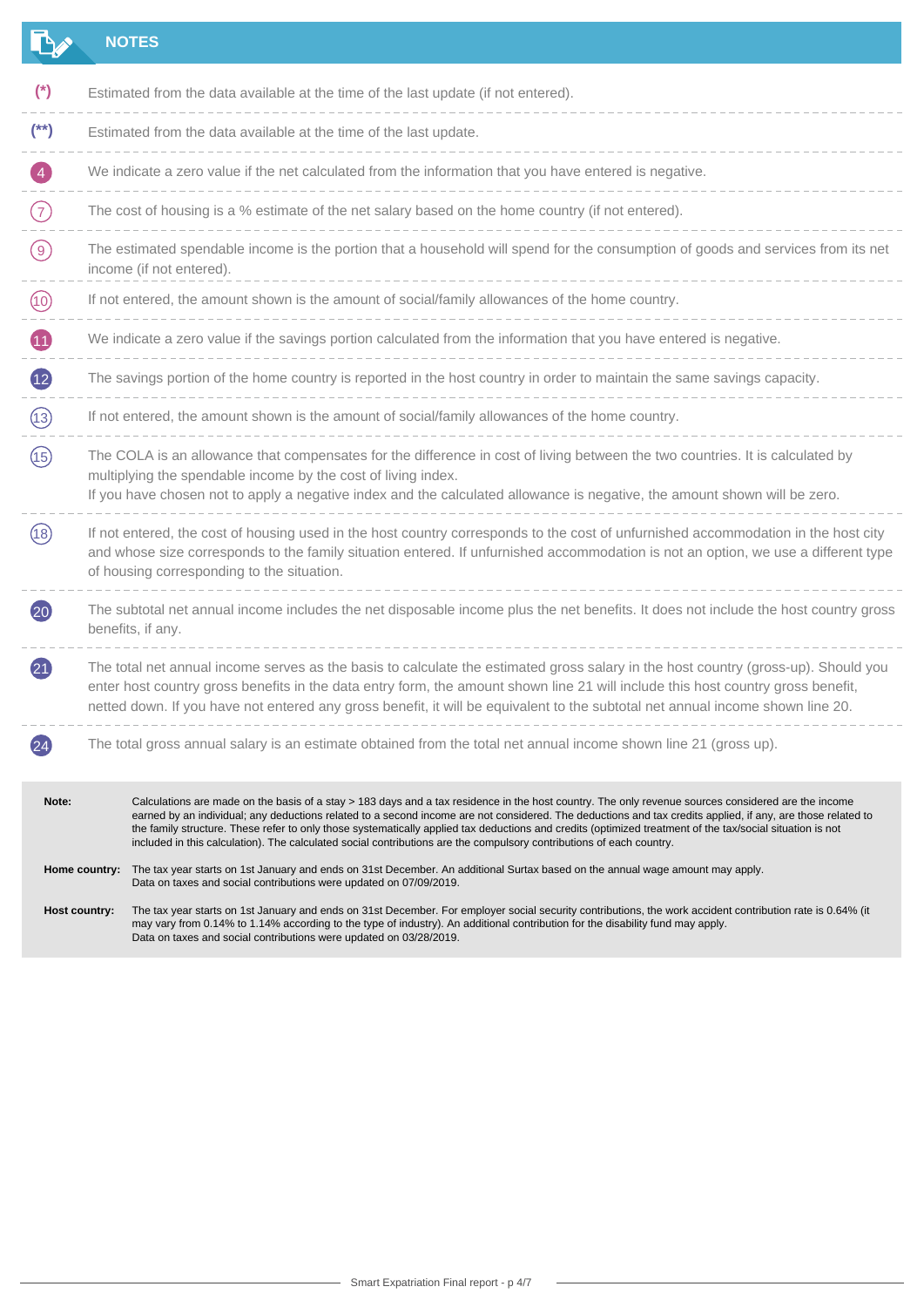## NOTES

| | |
|---|---|
| (*) | Estimated from the data available at the time of the last update (if not entered). |
| (**) | Estimated from the data available at the time of the last update. |
| 4 | We indicate a zero value if the net calculated from the information that you have entered is negative. |
| 7 | The cost of housing is a % estimate of the net salary based on the home country (if not entered). |
| 9 | The estimated spendable income is the portion that a household will spend for the consumption of goods and services from its net income (if not entered). |
| 10 | If not entered, the amount shown is the amount of social/family allowances of the home country. |
| 11 | We indicate a zero value if the savings portion calculated from the information that you have entered is negative. |
| 12 | The savings portion of the home country is reported in the host country in order to maintain the same savings capacity. |
| 13 | If not entered, the amount shown is the amount of social/family allowances of the home country. |
| 15 | The COLA is an allowance that compensates for the difference in cost of living between the two countries. It is calculated by multiplying the spendable income by the cost of living index. If you have chosen not to apply a negative index and the calculated allowance is negative, the amount shown will be zero. |
| 18 | If not entered, the cost of housing used in the host country corresponds to the cost of unfurnished accommodation in the host city and whose size corresponds to the family situation entered. If unfurnished accommodation is not an option, we use a different type of housing corresponding to the situation. |
| 20 | The subtotal net annual income includes the net disposable income plus the net benefits. It does not include the host country gross benefits, if any. |
| 21 | The total net annual income serves as the basis to calculate the estimated gross salary in the host country (gross-up). Should you enter host country gross benefits in the data entry form, the amount shown line 21 will include this host country gross benefit, netted down. If you have not entered any gross benefit, it will be equivalent to the subtotal net annual income shown line 20. |
| 24 | The total gross annual salary is an estimate obtained from the total net annual income shown line 21 (gross up). |

**Note:** Calculations are made on the basis of a stay > 183 days and a tax residence in the host country. The only revenue sources considered are the income earned by an individual; any deductions related to a second income are not considered. The deductions and tax credits applied, if any, are those related to the family structure. These refer to only those systematically applied tax deductions and credits (optimized treatment of the tax/social situation is not included in this calculation). The calculated social contributions are the compulsory contributions of each country.

**Home country:** The tax year starts on 1st January and ends on 31st December. An additional Surtax based on the annual wage amount may apply. Data on taxes and social contributions were updated on 07/09/2019.

**Host country:** The tax year starts on 1st January and ends on 31st December. For employer social security contributions, the work accident contribution rate is 0.64% (it may vary from 0.14% to 1.14% according to the type of industry). An additional contribution for the disability fund may apply. Data on taxes and social contributions were updated on 03/28/2019.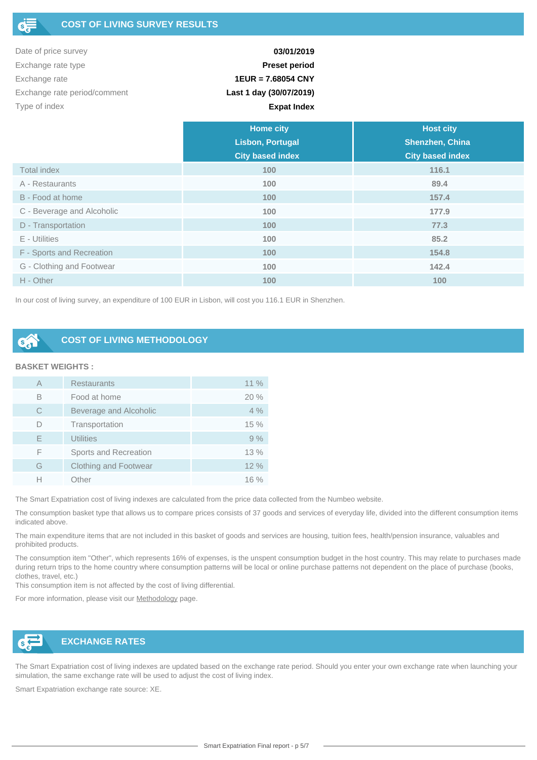## COST OF LIVING SURVEY RESULTS

| | |
|---|---|
| Date of price survey | **03/01/2019** |
| Exchange rate type | **Preset period** |
| Exchange rate | **1EUR = 7.68054 CNY** |
| Exchange rate period/comment | **Last 1 day (30/07/2019)** |
| Type of index | **Expat Index** |

| | Home city<br>Lisbon, Portugal<br>City based index | Host city<br>Shenzhen, China<br>City based index |
|---|---|---|
| Total index | 100 | 116.1 |
| A - Restaurants | 100 | 89.4 |
| B - Food at home | 100 | 157.4 |
| C - Beverage and Alcoholic | 100 | 177.9 |
| D - Transportation | 100 | 77.3 |
| E - Utilities | 100 | 85.2 |
| F - Sports and Recreation | 100 | 154.8 |
| G - Clothing and Footwear | 100 | 142.4 |
| H - Other | 100 | 100 |

In our cost of living survey, an expenditure of 100 EUR in Lisbon, will cost you 116.1 EUR in Shenzhen.

## COST OF LIVING METHODOLOGY

**BASKET WEIGHTS :**

| | | |
|---|---|---|
| A | Restaurants | 11 % |
| B | Food at home | 20 % |
| C | Beverage and Alcoholic | 4 % |
| D | Transportation | 15 % |
| E | Utilities | 9 % |
| F | Sports and Recreation | 13 % |
| G | Clothing and Footwear | 12 % |
| H | Other | 16 % |

The Smart Expatriation cost of living indexes are calculated from the price data collected from the Numbeo website.

The consumption basket type that allows us to compare prices consists of 37 goods and services of everyday life, divided into the different consumption items indicated above.

The main expenditure items that are not included in this basket of goods and services are housing, tuition fees, health/pension insurance, valuables and prohibited products.

The consumption item "Other", which represents 16% of expenses, is the unspent consumption budget in the host country. This may relate to purchases made during return trips to the home country where consumption patterns will be local or online purchase patterns not dependent on the place of purchase (books, clothes, travel, etc.)
This consumption item is not affected by the cost of living differential.

For more information, please visit our Methodology page.

## EXCHANGE RATES

The Smart Expatriation cost of living indexes are updated based on the exchange rate period. Should you enter your own exchange rate when launching your simulation, the same exchange rate will be used to adjust the cost of living index.

Smart Expatriation exchange rate source: XE.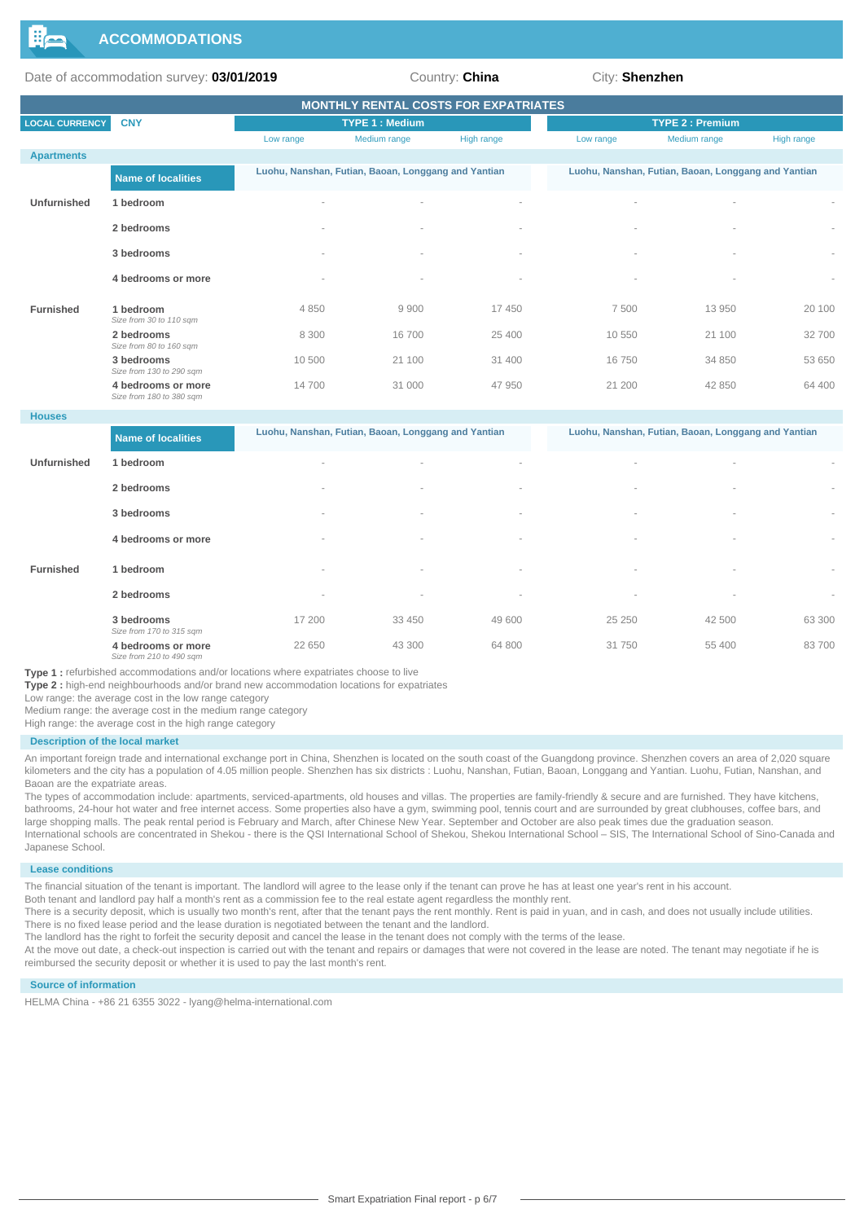## ACCOMMODATIONS

Date of accommodation survey: **03/01/2019** Country: **China** City: **Shenzhen**

**MONTHLY RENTAL COSTS FOR EXPATRIATES**

| LOCAL CURRENCY | CNY | TYPE 1 : Medium | | | TYPE 2 : Premium | | |
|---|---|---|---|---|---|---|---|
| | | Low range | Medium range | High range | Low range | Medium range | High range |
| **Apartments** | | | | | | | |
| | **Name of localities** | Luohu, Nanshan, Futian, Baoan, Longgang and Yantian | | | Luohu, Nanshan, Futian, Baoan, Longgang and Yantian | | |
| **Unfurnished** | 1 bedroom | - | - | - | - | - | - |
| | 2 bedrooms | - | - | - | - | - | - |
| | 3 bedrooms | - | - | - | - | - | - |
| | 4 bedrooms or more | - | - | - | - | - | - |
| **Furnished** | 1 bedroom *Size from 30 to 110 sqm* | 4 850 | 9 900 | 17 450 | 7 500 | 13 950 | 20 100 |
| | 2 bedrooms *Size from 80 to 160 sqm* | 8 300 | 16 700 | 25 400 | 10 550 | 21 100 | 32 700 |
| | 3 bedrooms *Size from 130 to 290 sqm* | 10 500 | 21 100 | 31 400 | 16 750 | 34 850 | 53 650 |
| | 4 bedrooms or more *Size from 180 to 380 sqm* | 14 700 | 31 000 | 47 950 | 21 200 | 42 850 | 64 400 |
| **Houses** | | | | | | | |
| | **Name of localities** | Luohu, Nanshan, Futian, Baoan, Longgang and Yantian | | | Luohu, Nanshan, Futian, Baoan, Longgang and Yantian | | |
| **Unfurnished** | 1 bedroom | - | - | - | - | - | - |
| | 2 bedrooms | - | - | - | - | - | - |
| | 3 bedrooms | - | - | - | - | - | - |
| | 4 bedrooms or more | - | - | - | - | - | - |
| **Furnished** | 1 bedroom | - | - | - | - | - | - |
| | 2 bedrooms | - | - | - | - | - | - |
| | 3 bedrooms *Size from 170 to 315 sqm* | 17 200 | 33 450 | 49 600 | 25 250 | 42 500 | 63 300 |
| | 4 bedrooms or more *Size from 210 to 490 sqm* | 22 650 | 43 300 | 64 800 | 31 750 | 55 400 | 83 700 |

**Type 1 :** refurbished accommodations and/or locations where expatriates choose to live
**Type 2 :** high-end neighbourhoods and/or brand new accommodation locations for expatriates
Low range: the average cost in the low range category
Medium range: the average cost in the medium range category
High range: the average cost in the high range category

### Description of the local market

An important foreign trade and international exchange port in China, Shenzhen is located on the south coast of the Guangdong province. Shenzhen covers an area of 2,020 square kilometers and the city has a population of 4.05 million people. Shenzhen has six districts : Luohu, Nanshan, Futian, Baoan, Longgang and Yantian. Luohu, Futian, Nanshan, and Baoan are the expatriate areas.
The types of accommodation include: apartments, serviced-apartments, old houses and villas. The properties are family-friendly & secure and are furnished. They have kitchens, bathrooms, 24-hour hot water and free internet access. Some properties also have a gym, swimming pool, tennis court and are surrounded by great clubhouses, coffee bars, and large shopping malls. The peak rental period is February and March, after Chinese New Year. September and October are also peak times due the graduation season.
International schools are concentrated in Shekou - there is the QSI International School of Shekou, Shekou International School – SIS, The International School of Sino-Canada and Japanese School.

### Lease conditions

The financial situation of the tenant is important. The landlord will agree to the lease only if the tenant can prove he has at least one year's rent in his account.
Both tenant and landlord pay half a month's rent as a commission fee to the real estate agent regardless the monthly rent.
There is a security deposit, which is usually two month's rent, after that the tenant pays the rent monthly. Rent is paid in yuan, and in cash, and does not usually include utilities.
There is no fixed lease period and the lease duration is negotiated between the tenant and the landlord.
The landlord has the right to forfeit the security deposit and cancel the lease in the tenant does not comply with the terms of the lease.
At the move out date, a check-out inspection is carried out with the tenant and repairs or damages that were not covered in the lease are noted. The tenant may negotiate if he is reimbursed the security deposit or whether it is used to pay the last month's rent.

### Source of information

HELMA China - +86 21 6355 3022 - lyang@helma-international.com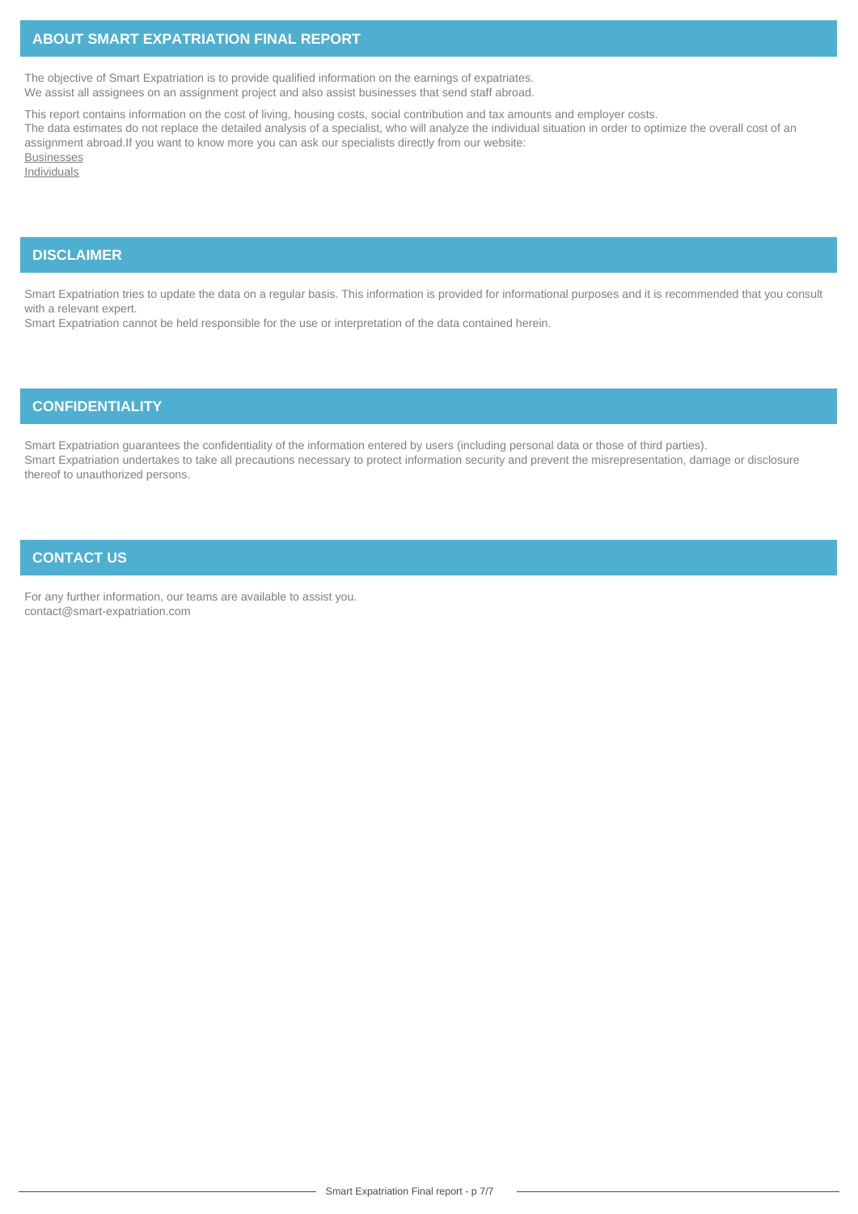## ABOUT SMART EXPATRIATION FINAL REPORT

The objective of Smart Expatriation is to provide qualified information on the earnings of expatriates.
We assist all assignees on an assignment project and also assist businesses that send staff abroad.

This report contains information on the cost of living, housing costs, social contribution and tax amounts and employer costs.
The data estimates do not replace the detailed analysis of a specialist, who will analyze the individual situation in order to optimize the overall cost of an assignment abroad.If you want to know more you can ask our specialists directly from our website:
Businesses
Individuals

## DISCLAIMER

Smart Expatriation tries to update the data on a regular basis. This information is provided for informational purposes and it is recommended that you consult with a relevant expert.
Smart Expatriation cannot be held responsible for the use or interpretation of the data contained herein.

## CONFIDENTIALITY

Smart Expatriation guarantees the confidentiality of the information entered by users (including personal data or those of third parties).
Smart Expatriation undertakes to take all precautions necessary to protect information security and prevent the misrepresentation, damage or disclosure thereof to unauthorized persons.

## CONTACT US

For any further information, our teams are available to assist you.
contact@smart-expatriation.com